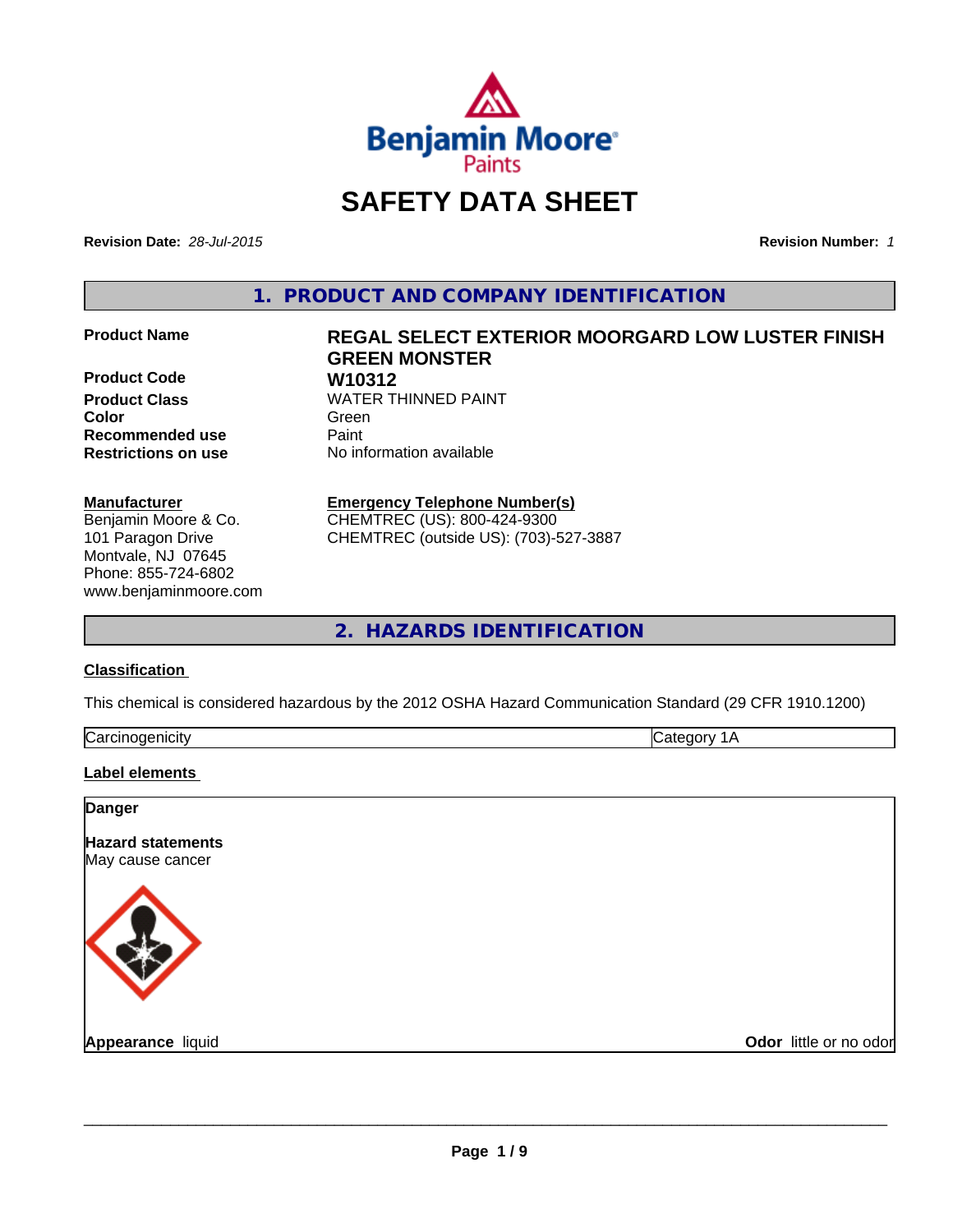Benjamin Moore Paints

# SAFETY DATA SHEET

**Revision Date:** *28-Jul-2015*

**Revision Number:** *1*

## 1. PRODUCT AND COMPANY IDENTIFICATION

| | |
|---|---|
| **Product Name** | **REGAL SELECT EXTERIOR MOORGARD LOW LUSTER FINISH GREEN MONSTER** |
| **Product Code** | **W10312** |
| **Product Class** | WATER THINNED PAINT |
| **Color** | Green |
| **Recommended use** | Paint |
| **Restrictions on use** | No information available |

**Manufacturer**
Benjamin Moore & Co.
101 Paragon Drive
Montvale, NJ 07645
Phone: 855-724-6802
www.benjaminmoore.com

**Emergency Telephone Number(s)**
CHEMTREC (US): 800-424-9300
CHEMTREC (outside US): (703)-527-3887

## 2. HAZARDS IDENTIFICATION

**Classification**

This chemical is considered hazardous by the 2012 OSHA Hazard Communication Standard (29 CFR 1910.1200)

| | |
|---|---|
| Carcinogenicity | Category 1A |

**Label elements**

**Danger**

**Hazard statements**
May cause cancer

**Appearance** liquid

**Odor** little or no odor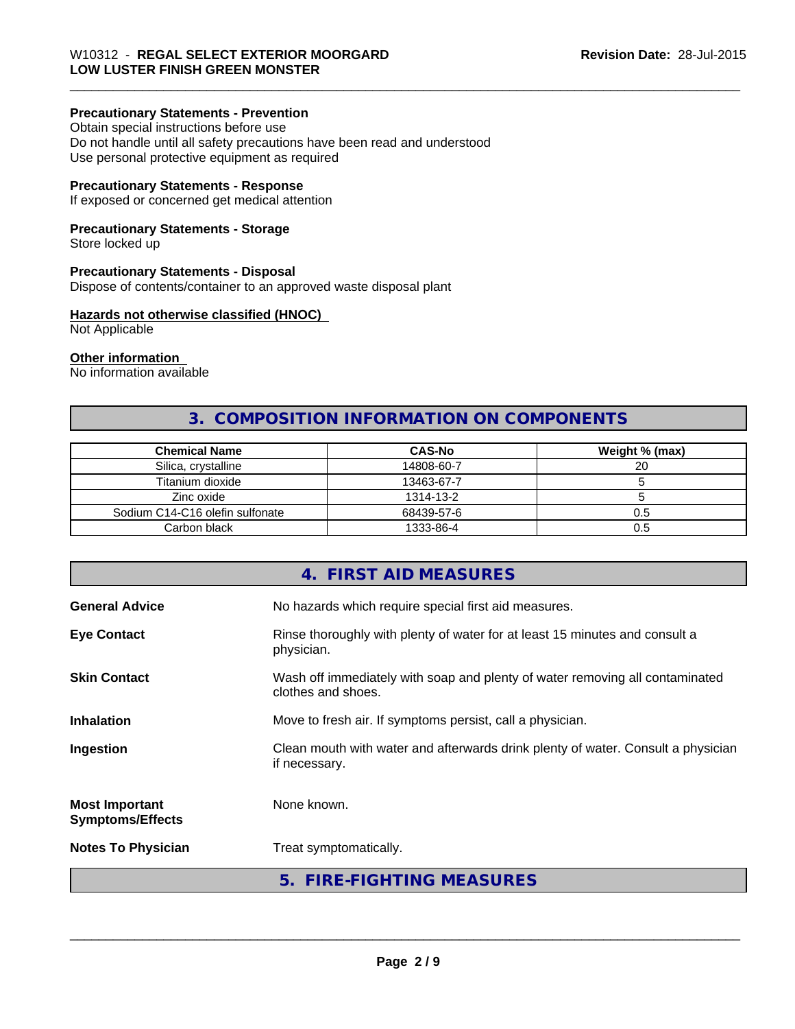**Precautionary Statements - Prevention**
Obtain special instructions before use
Do not handle until all safety precautions have been read and understood
Use personal protective equipment as required

**Precautionary Statements - Response**
If exposed or concerned get medical attention

**Precautionary Statements - Storage**
Store locked up

**Precautionary Statements - Disposal**
Dispose of contents/container to an approved waste disposal plant

**Hazards not otherwise classified (HNOC)**
Not Applicable

**Other information**
No information available

## 3. COMPOSITION INFORMATION ON COMPONENTS

| Chemical Name | CAS-No | Weight % (max) |
|---|---|---|
| Silica, crystalline | 14808-60-7 | 20 |
| Titanium dioxide | 13463-67-7 | 5 |
| Zinc oxide | 1314-13-2 | 5 |
| Sodium C14-C16 olefin sulfonate | 68439-57-6 | 0.5 |
| Carbon black | 1333-86-4 | 0.5 |

## 4. FIRST AID MEASURES

**General Advice**: No hazards which require special first aid measures.

**Eye Contact**: Rinse thoroughly with plenty of water for at least 15 minutes and consult a physician.

**Skin Contact**: Wash off immediately with soap and plenty of water removing all contaminated clothes and shoes.

**Inhalation**: Move to fresh air. If symptoms persist, call a physician.

**Ingestion**: Clean mouth with water and afterwards drink plenty of water. Consult a physician if necessary.

**Most Important Symptoms/Effects**: None known.

**Notes To Physician**: Treat symptomatically.

## 5. FIRE-FIGHTING MEASURES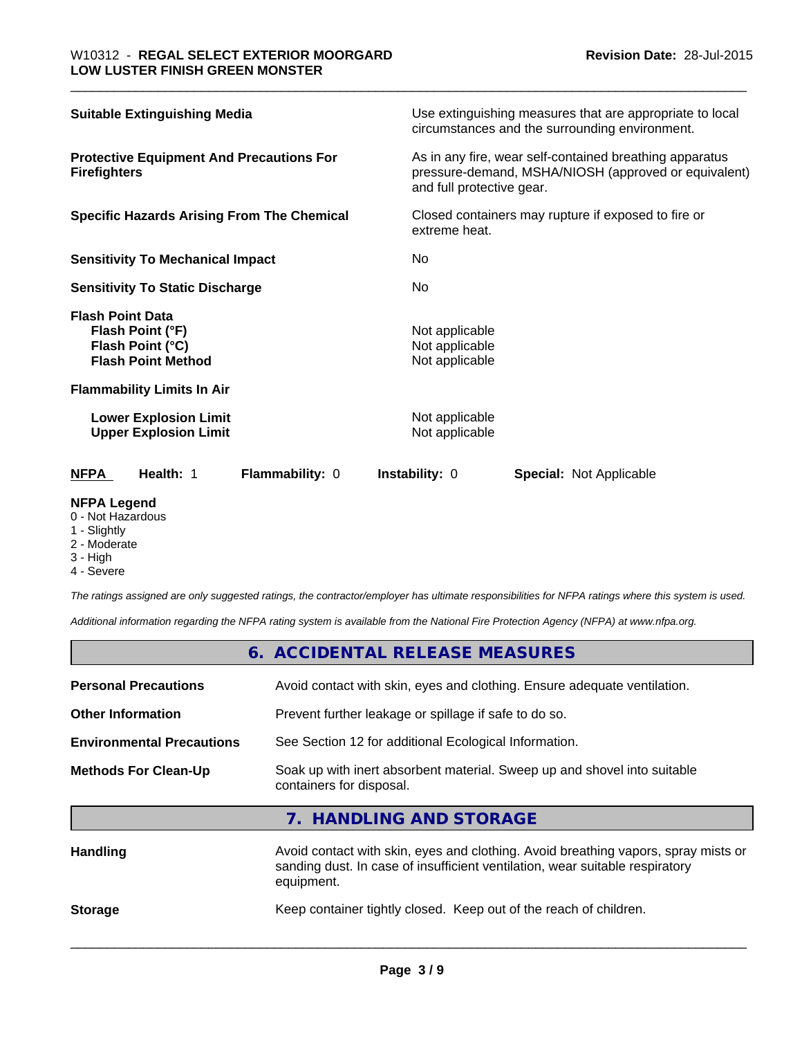| | |
|---|---|
| **Suitable Extinguishing Media** | Use extinguishing measures that are appropriate to local circumstances and the surrounding environment. |
| **Protective Equipment And Precautions For Firefighters** | As in any fire, wear self-contained breathing apparatus pressure-demand, MSHA/NIOSH (approved or equivalent) and full protective gear. |
| **Specific Hazards Arising From The Chemical** | Closed containers may rupture if exposed to fire or extreme heat. |
| **Sensitivity To Mechanical Impact** | No |
| **Sensitivity To Static Discharge** | No |
| **Flash Point Data** | |
| **Flash Point (°F)** | Not applicable |
| **Flash Point (°C)** | Not applicable |
| **Flash Point Method** | Not applicable |
| **Flammability Limits In Air** | |
| **Lower Explosion Limit** | Not applicable |
| **Upper Explosion Limit** | Not applicable |

| **NFPA** | **Health:** 1 | **Flammability:** 0 | **Instability:** 0 | **Special:** Not Applicable |
|---|---|---|---|---|

**NFPA Legend**
- 0 - Not Hazardous
- 1 - Slightly
- 2 - Moderate
- 3 - High
- 4 - Severe

*The ratings assigned are only suggested ratings, the contractor/employer has ultimate responsibilities for NFPA ratings where this system is used.*

*Additional information regarding the NFPA rating system is available from the National Fire Protection Agency (NFPA) at www.nfpa.org.*

## 6. ACCIDENTAL RELEASE MEASURES

| | |
|---|---|
| **Personal Precautions** | Avoid contact with skin, eyes and clothing. Ensure adequate ventilation. |
| **Other Information** | Prevent further leakage or spillage if safe to do so. |
| **Environmental Precautions** | See Section 12 for additional Ecological Information. |
| **Methods For Clean-Up** | Soak up with inert absorbent material. Sweep up and shovel into suitable containers for disposal. |

## 7. HANDLING AND STORAGE

| | |
|---|---|
| **Handling** | Avoid contact with skin, eyes and clothing. Avoid breathing vapors, spray mists or sanding dust. In case of insufficient ventilation, wear suitable respiratory equipment. |
| **Storage** | Keep container tightly closed. Keep out of the reach of children. |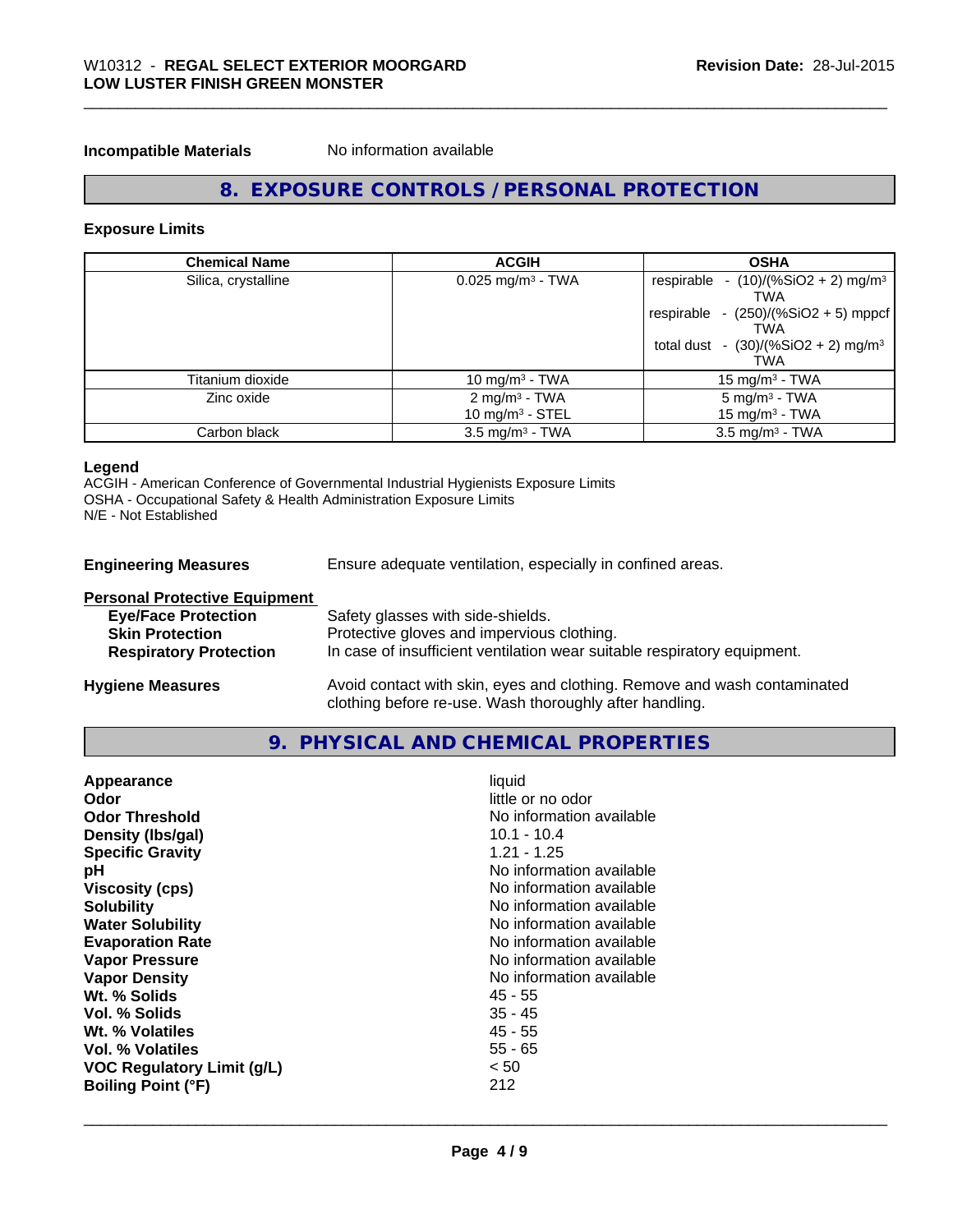**Incompatible Materials** No information available

## 8. EXPOSURE CONTROLS / PERSONAL PROTECTION

### Exposure Limits

| Chemical Name | ACGIH | OSHA |
|---|---|---|
| Silica, crystalline | 0.025 mg/m³ - TWA | respirable - (10)/(%SiO2 + 2) mg/m³ TWA<br>respirable - (250)/(%SiO2 + 5) mppcf TWA<br>total dust - (30)/(%SiO2 + 2) mg/m³ TWA |
| Titanium dioxide | 10 mg/m³ - TWA | 15 mg/m³ - TWA |
| Zinc oxide | 2 mg/m³ - TWA<br>10 mg/m³ - STEL | 5 mg/m³ - TWA<br>15 mg/m³ - TWA |
| Carbon black | 3.5 mg/m³ - TWA | 3.5 mg/m³ - TWA |

**Legend**
ACGIH - American Conference of Governmental Industrial Hygienists Exposure Limits
OSHA - Occupational Safety & Health Administration Exposure Limits
N/E - Not Established

**Engineering Measures** Ensure adequate ventilation, especially in confined areas.

**Personal Protective Equipment**

- **Eye/Face Protection** Safety glasses with side-shields.
- **Skin Protection** Protective gloves and impervious clothing.
- **Respiratory Protection** In case of insufficient ventilation wear suitable respiratory equipment.

**Hygiene Measures** Avoid contact with skin, eyes and clothing. Remove and wash contaminated clothing before re-use. Wash thoroughly after handling.

## 9. PHYSICAL AND CHEMICAL PROPERTIES

| | |
|---|---|
| **Appearance** | liquid |
| **Odor** | little or no odor |
| **Odor Threshold** | No information available |
| **Density (lbs/gal)** | 10.1 - 10.4 |
| **Specific Gravity** | 1.21 - 1.25 |
| **pH** | No information available |
| **Viscosity (cps)** | No information available |
| **Solubility** | No information available |
| **Water Solubility** | No information available |
| **Evaporation Rate** | No information available |
| **Vapor Pressure** | No information available |
| **Vapor Density** | No information available |
| **Wt. % Solids** | 45 - 55 |
| **Vol. % Solids** | 35 - 45 |
| **Wt. % Volatiles** | 45 - 55 |
| **Vol. % Volatiles** | 55 - 65 |
| **VOC Regulatory Limit (g/L)** | < 50 |
| **Boiling Point (°F)** | 212 |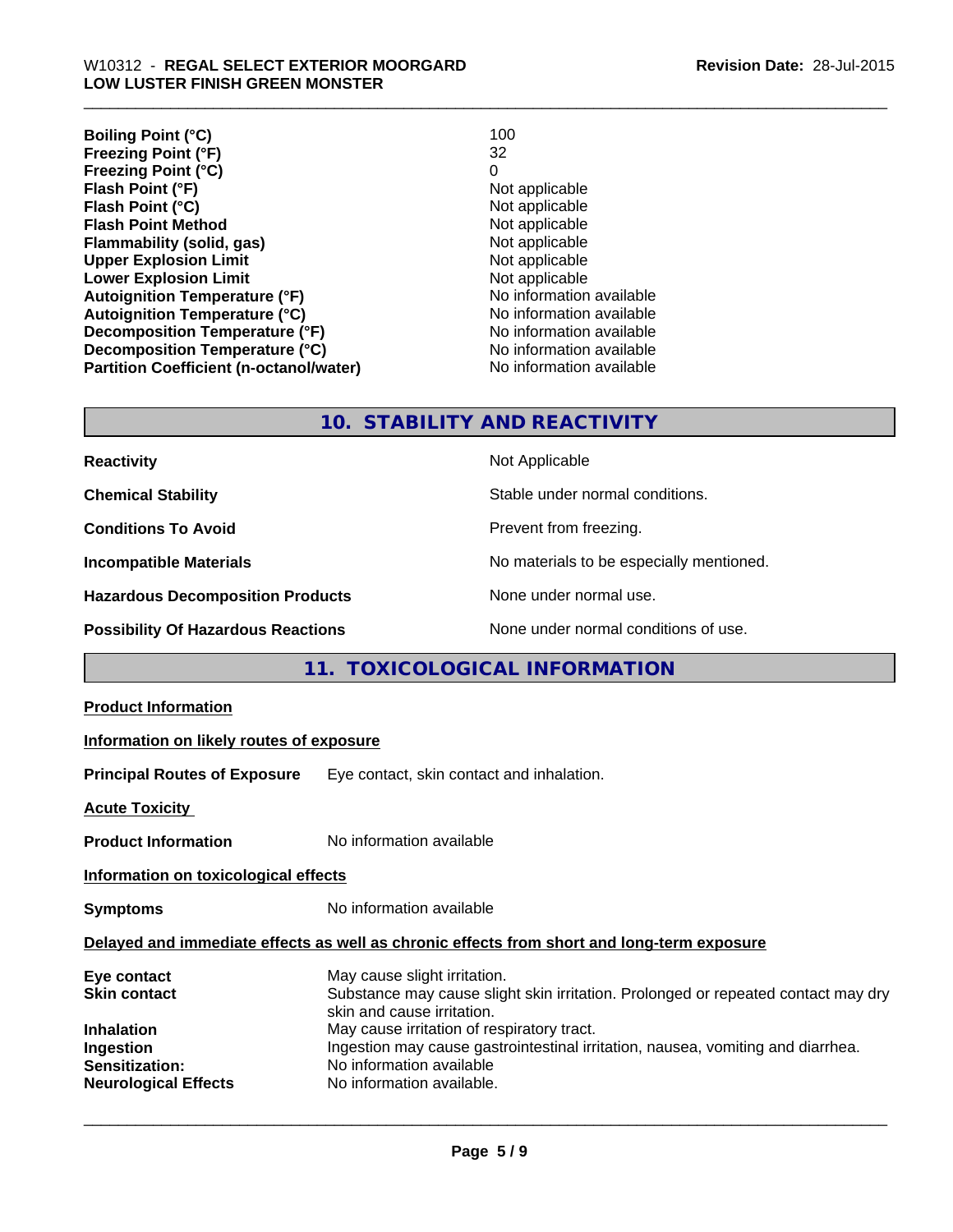| | |
|---|---|
| **Boiling Point (°C)** | 100 |
| **Freezing Point (°F)** | 32 |
| **Freezing Point (°C)** | 0 |
| **Flash Point (°F)** | Not applicable |
| **Flash Point (°C)** | Not applicable |
| **Flash Point Method** | Not applicable |
| **Flammability (solid, gas)** | Not applicable |
| **Upper Explosion Limit** | Not applicable |
| **Lower Explosion Limit** | Not applicable |
| **Autoignition Temperature (°F)** | No information available |
| **Autoignition Temperature (°C)** | No information available |
| **Decomposition Temperature (°F)** | No information available |
| **Decomposition Temperature (°C)** | No information available |
| **Partition Coefficient (n-octanol/water)** | No information available |

## 10. STABILITY AND REACTIVITY

| | |
|---|---|
| **Reactivity** | Not Applicable |
| **Chemical Stability** | Stable under normal conditions. |
| **Conditions To Avoid** | Prevent from freezing. |
| **Incompatible Materials** | No materials to be especially mentioned. |
| **Hazardous Decomposition Products** | None under normal use. |
| **Possibility Of Hazardous Reactions** | None under normal conditions of use. |

## 11. TOXICOLOGICAL INFORMATION

**Product Information**

**Information on likely routes of exposure**

**Principal Routes of Exposure** Eye contact, skin contact and inhalation.

**Acute Toxicity**

**Product Information** No information available

**Information on toxicological effects**

**Symptoms** No information available

**Delayed and immediate effects as well as chronic effects from short and long-term exposure**

| | |
|---|---|
| **Eye contact** | May cause slight irritation. |
| **Skin contact** | Substance may cause slight skin irritation. Prolonged or repeated contact may dry skin and cause irritation. |
| **Inhalation** | May cause irritation of respiratory tract. |
| **Ingestion** | Ingestion may cause gastrointestinal irritation, nausea, vomiting and diarrhea. |
| **Sensitization:** | No information available |
| **Neurological Effects** | No information available. |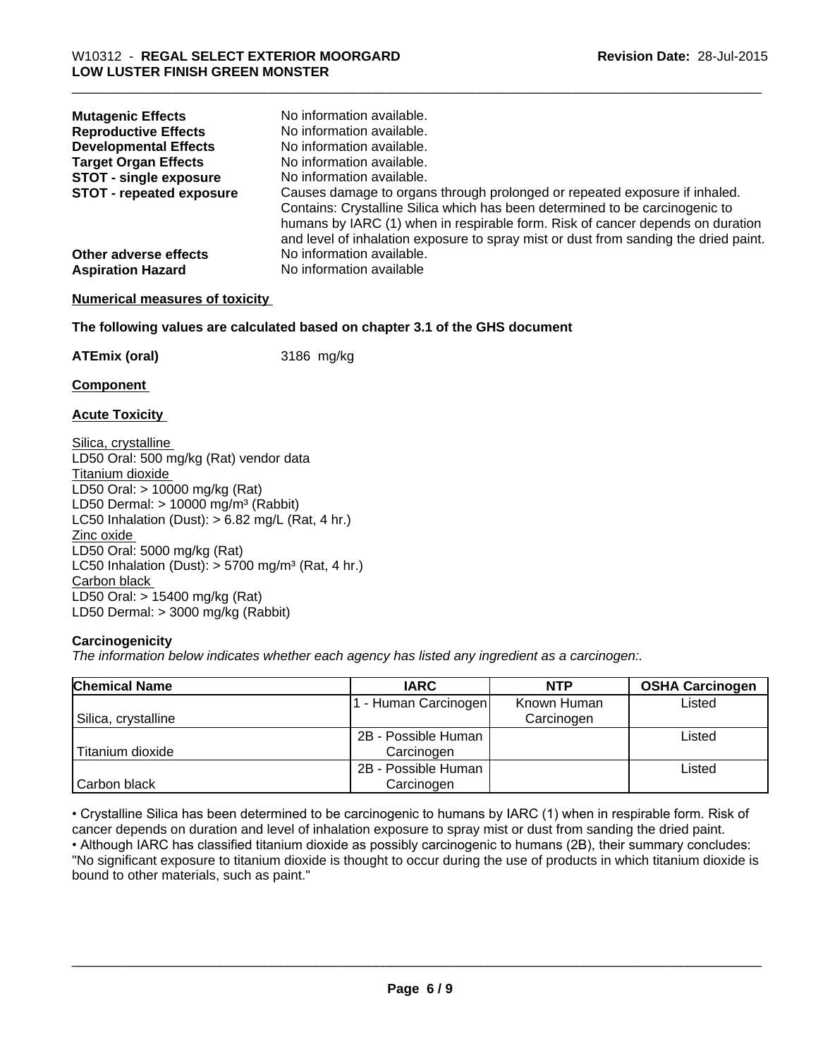| | |
|---|---|
| **Mutagenic Effects** | No information available. |
| **Reproductive Effects** | No information available. |
| **Developmental Effects** | No information available. |
| **Target Organ Effects** | No information available. |
| **STOT - single exposure** | No information available. |
| **STOT - repeated exposure** | Causes damage to organs through prolonged or repeated exposure if inhaled. Contains: Crystalline Silica which has been determined to be carcinogenic to humans by IARC (1) when in respirable form. Risk of cancer depends on duration and level of inhalation exposure to spray mist or dust from sanding the dried paint. |
| **Other adverse effects** | No information available. |
| **Aspiration Hazard** | No information available |

**Numerical measures of toxicity**

**The following values are calculated based on chapter 3.1 of the GHS document**

**ATEmix (oral)** 3186 mg/kg

**Component**

**Acute Toxicity**

Silica, crystalline
LD50 Oral: 500 mg/kg (Rat) vendor data
Titanium dioxide
LD50 Oral: > 10000 mg/kg (Rat)
LD50 Dermal: > 10000 mg/m³ (Rabbit)
LC50 Inhalation (Dust): > 6.82 mg/L (Rat, 4 hr.)
Zinc oxide
LD50 Oral: 5000 mg/kg (Rat)
LC50 Inhalation (Dust): > 5700 mg/m³ (Rat, 4 hr.)
Carbon black
LD50 Oral: > 15400 mg/kg (Rat)
LD50 Dermal: > 3000 mg/kg (Rabbit)

**Carcinogenicity**

*The information below indicates whether each agency has listed any ingredient as a carcinogen:.*

| Chemical Name | IARC | NTP | OSHA Carcinogen |
|---|---|---|---|
| Silica, crystalline | 1 - Human Carcinogen | Known Human Carcinogen | Listed |
| Titanium dioxide | 2B - Possible Human Carcinogen | | Listed |
| Carbon black | 2B - Possible Human Carcinogen | | Listed |

• Crystalline Silica has been determined to be carcinogenic to humans by IARC (1) when in respirable form. Risk of cancer depends on duration and level of inhalation exposure to spray mist or dust from sanding the dried paint.
• Although IARC has classified titanium dioxide as possibly carcinogenic to humans (2B), their summary concludes: "No significant exposure to titanium dioxide is thought to occur during the use of products in which titanium dioxide is bound to other materials, such as paint."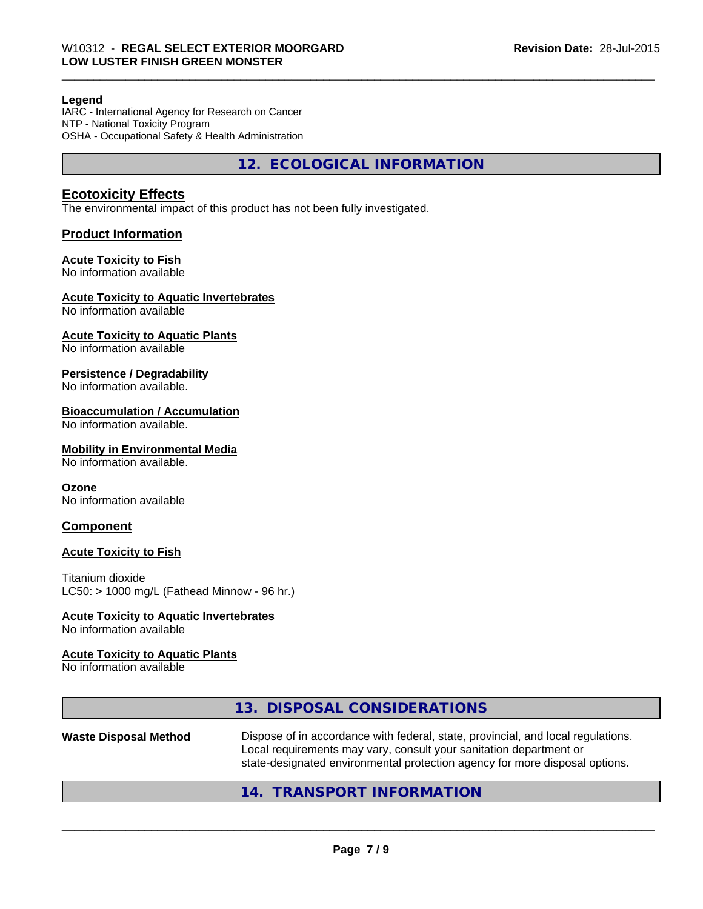**Legend**
IARC - International Agency for Research on Cancer
NTP - National Toxicity Program
OSHA - Occupational Safety & Health Administration

## 12. ECOLOGICAL INFORMATION

### Ecotoxicity Effects

The environmental impact of this product has not been fully investigated.

### Product Information

**Acute Toxicity to Fish**
No information available

**Acute Toxicity to Aquatic Invertebrates**
No information available

**Acute Toxicity to Aquatic Plants**
No information available

**Persistence / Degradability**
No information available.

**Bioaccumulation / Accumulation**
No information available.

**Mobility in Environmental Media**
No information available.

**Ozone**
No information available

### Component

**Acute Toxicity to Fish**

Titanium dioxide
LC50: > 1000 mg/L (Fathead Minnow - 96 hr.)

**Acute Toxicity to Aquatic Invertebrates**
No information available

**Acute Toxicity to Aquatic Plants**
No information available

## 13. DISPOSAL CONSIDERATIONS

**Waste Disposal Method** Dispose of in accordance with federal, state, provincial, and local regulations. Local requirements may vary, consult your sanitation department or state-designated environmental protection agency for more disposal options.

## 14. TRANSPORT INFORMATION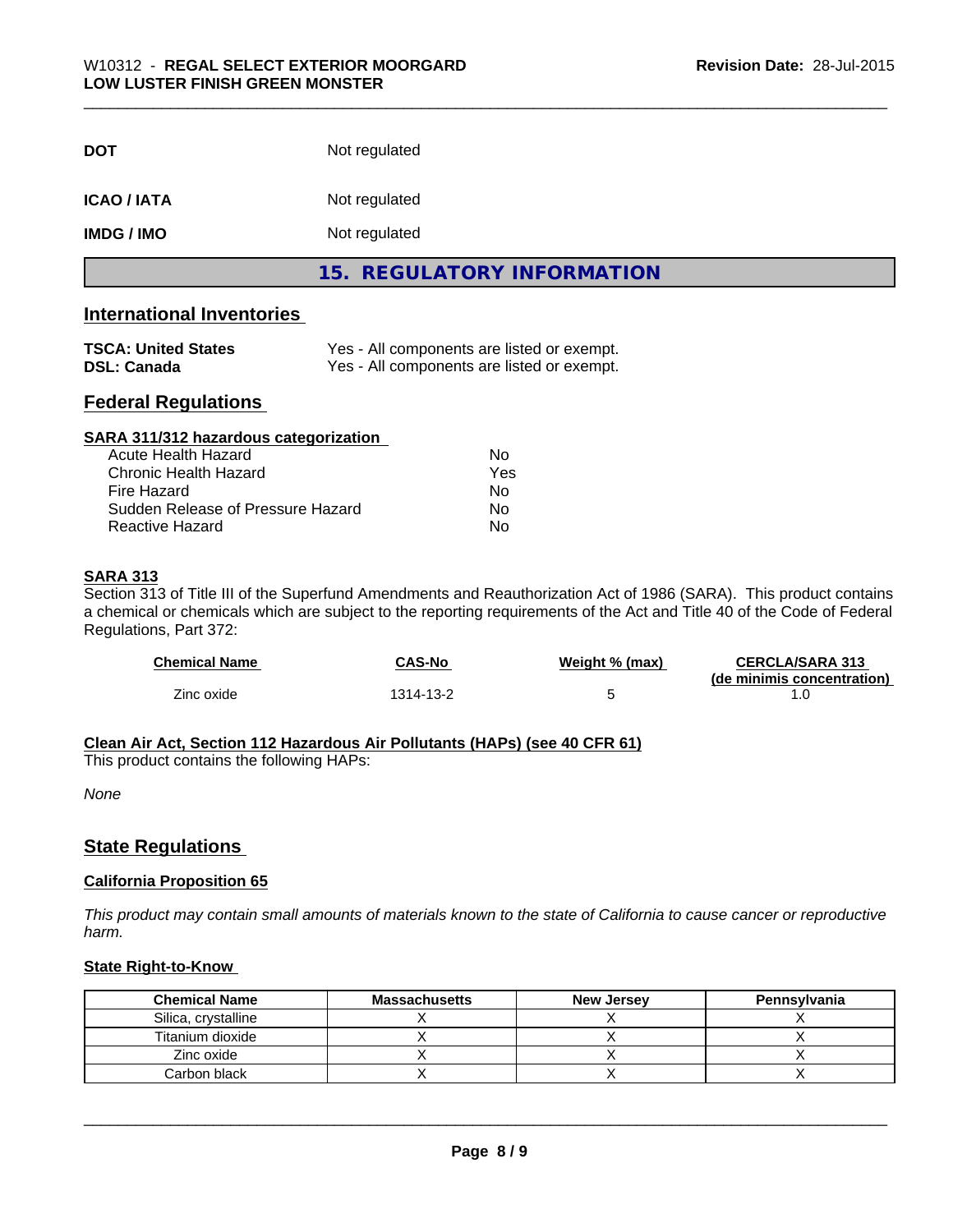| | |
|---|---|
| **DOT** | Not regulated |
| **ICAO / IATA** | Not regulated |
| **IMDG / IMO** | Not regulated |

## 15. REGULATORY INFORMATION

### International Inventories

| | |
|---|---|
| **TSCA: United States** | Yes - All components are listed or exempt. |
| **DSL: Canada** | Yes - All components are listed or exempt. |

### Federal Regulations

**SARA 311/312 hazardous categorization**

| | |
|---|---|
| Acute Health Hazard | No |
| Chronic Health Hazard | Yes |
| Fire Hazard | No |
| Sudden Release of Pressure Hazard | No |
| Reactive Hazard | No |

**SARA 313**

Section 313 of Title III of the Superfund Amendments and Reauthorization Act of 1986 (SARA). This product contains a chemical or chemicals which are subject to the reporting requirements of the Act and Title 40 of the Code of Federal Regulations, Part 372:

| Chemical Name | CAS-No | Weight % (max) | CERCLA/SARA 313 (de minimis concentration) |
|---|---|---|---|
| Zinc oxide | 1314-13-2 | 5 | 1.0 |

**Clean Air Act, Section 112 Hazardous Air Pollutants (HAPs) (see 40 CFR 61)**

This product contains the following HAPs:

*None*

### State Regulations

**California Proposition 65**

*This product may contain small amounts of materials known to the state of California to cause cancer or reproductive harm.*

**State Right-to-Know**

| Chemical Name | Massachusetts | New Jersey | Pennsylvania |
|---|---|---|---|
| Silica, crystalline | X | X | X |
| Titanium dioxide | X | X | X |
| Zinc oxide | X | X | X |
| Carbon black | X | X | X |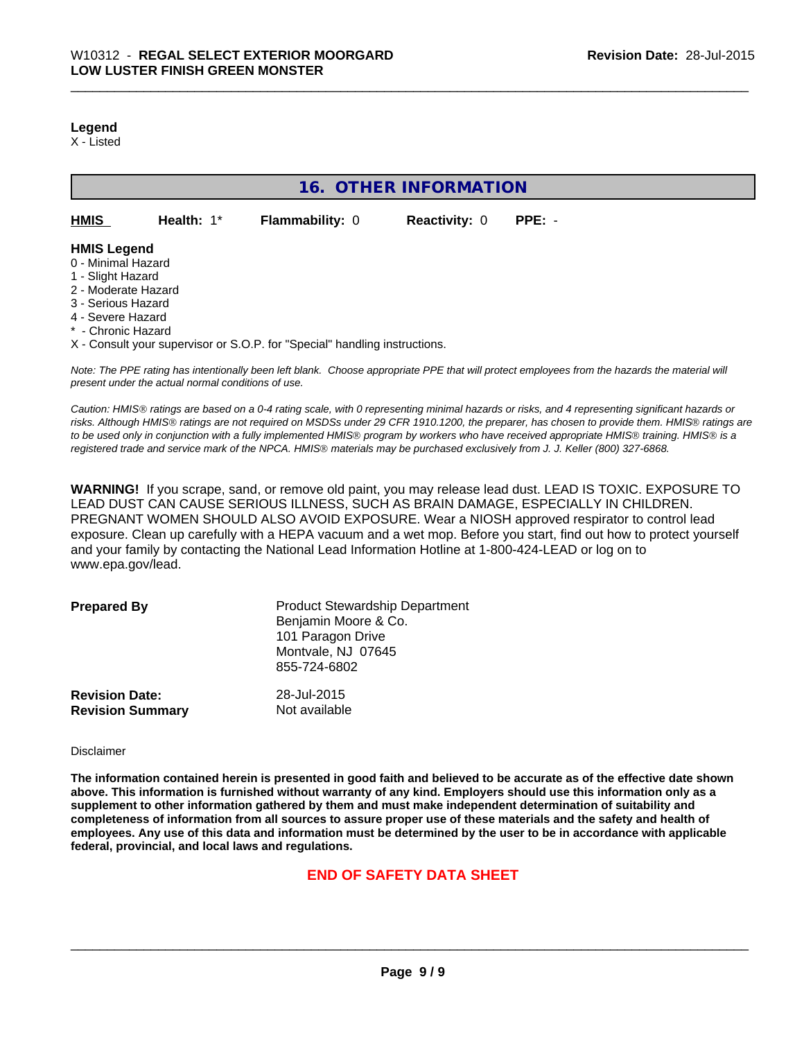**Legend**
X - Listed

## 16. OTHER INFORMATION

| HMIS | Health: 1* | Flammability: 0 | Reactivity: 0 | PPE: - |
|---|---|---|---|---|

**HMIS Legend**
0 - Minimal Hazard
1 - Slight Hazard
2 - Moderate Hazard
3 - Serious Hazard
4 - Severe Hazard
* - Chronic Hazard
X - Consult your supervisor or S.O.P. for "Special" handling instructions.

*Note: The PPE rating has intentionally been left blank. Choose appropriate PPE that will protect employees from the hazards the material will present under the actual normal conditions of use.*

*Caution: HMIS® ratings are based on a 0-4 rating scale, with 0 representing minimal hazards or risks, and 4 representing significant hazards or risks. Although HMIS® ratings are not required on MSDSs under 29 CFR 1910.1200, the preparer, has chosen to provide them. HMIS® ratings are to be used only in conjunction with a fully implemented HMIS® program by workers who have received appropriate HMIS® training. HMIS® is a registered trade and service mark of the NPCA. HMIS® materials may be purchased exclusively from J. J. Keller (800) 327-6868.*

**WARNING!** If you scrape, sand, or remove old paint, you may release lead dust. LEAD IS TOXIC. EXPOSURE TO LEAD DUST CAN CAUSE SERIOUS ILLNESS, SUCH AS BRAIN DAMAGE, ESPECIALLY IN CHILDREN. PREGNANT WOMEN SHOULD ALSO AVOID EXPOSURE. Wear a NIOSH approved respirator to control lead exposure. Clean up carefully with a HEPA vacuum and a wet mop. Before you start, find out how to protect yourself and your family by contacting the National Lead Information Hotline at 1-800-424-LEAD or log on to www.epa.gov/lead.

| | |
|---|---|
| **Prepared By** | Product Stewardship Department<br>Benjamin Moore & Co.<br>101 Paragon Drive<br>Montvale, NJ 07645<br>855-724-6802 |
| **Revision Date:** | 28-Jul-2015 |
| **Revision Summary** | Not available |

Disclaimer

**The information contained herein is presented in good faith and believed to be accurate as of the effective date shown above. This information is furnished without warranty of any kind. Employers should use this information only as a supplement to other information gathered by them and must make independent determination of suitability and completeness of information from all sources to assure proper use of these materials and the safety and health of employees. Any use of this data and information must be determined by the user to be in accordance with applicable federal, provincial, and local laws and regulations.**

**END OF SAFETY DATA SHEET**